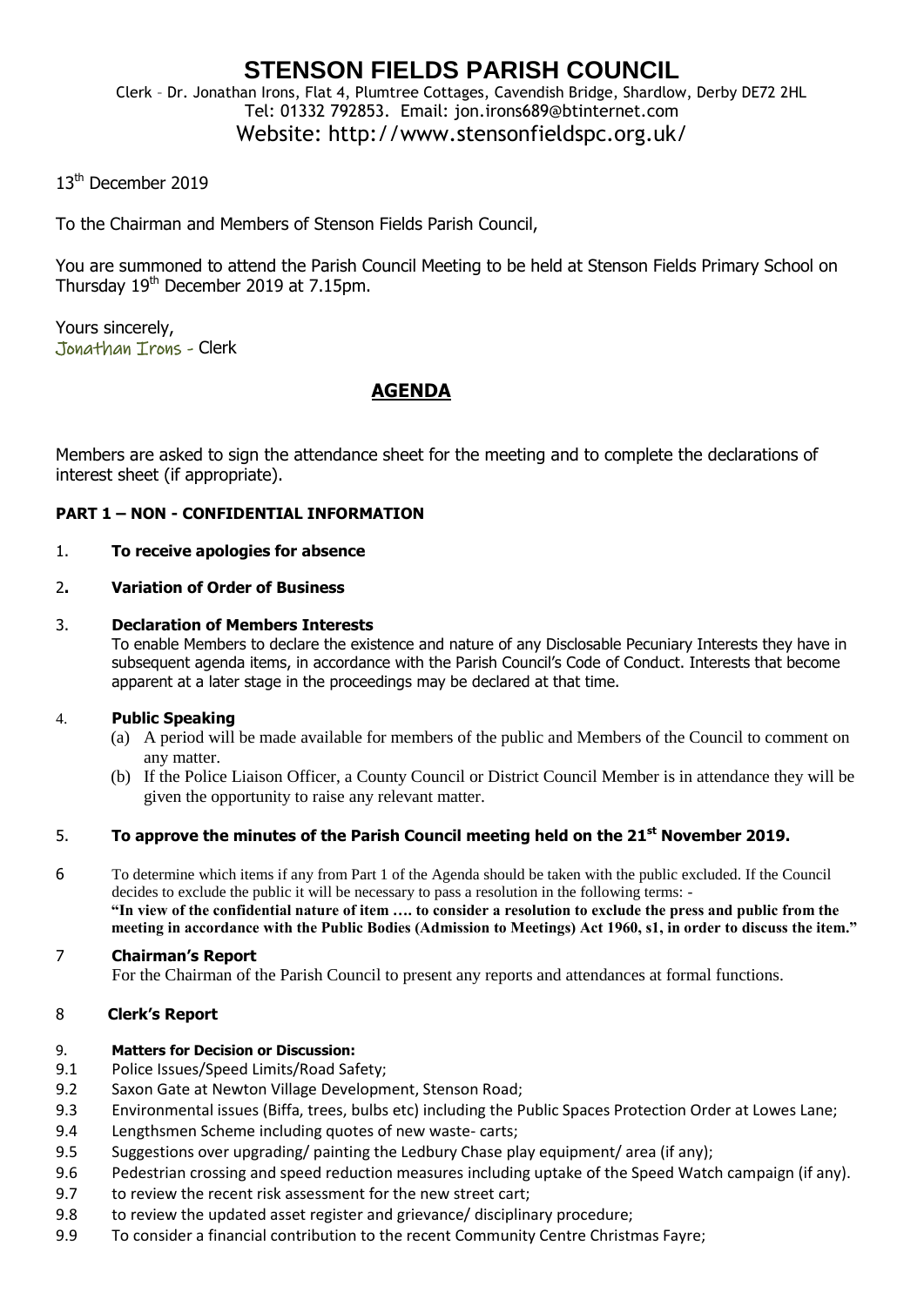# STENSON FIELDS PARISH COUNCIL

Clerk – Dr. Jonathan Irons, Flat 4, Plumtree Cottages, Cavendish Bridge, Shardlow, Derby DE72 2HL
Tel: 01332 792853. Email: jon.irons689@btinternet.com
Website: http://www.stensonfieldspc.org.uk/

13th December 2019

To the Chairman and Members of Stenson Fields Parish Council,

You are summoned to attend the Parish Council Meeting to be held at Stenson Fields Primary School on Thursday 19th December 2019 at 7.15pm.

Yours sincerely,
Jonathan Irons - Clerk

## AGENDA

Members are asked to sign the attendance sheet for the meeting and to complete the declarations of interest sheet (if appropriate).

**PART 1 – NON - CONFIDENTIAL INFORMATION**

1. **To receive apologies for absence**

2. **Variation of Order of Business**

3. **Declaration of Members Interests**
   To enable Members to declare the existence and nature of any Disclosable Pecuniary Interests they have in subsequent agenda items, in accordance with the Parish Council's Code of Conduct. Interests that become apparent at a later stage in the proceedings may be declared at that time.

4. **Public Speaking**
   (a) A period will be made available for members of the public and Members of the Council to comment on any matter.
   (b) If the Police Liaison Officer, a County Council or District Council Member is in attendance they will be given the opportunity to raise any relevant matter.

5. **To approve the minutes of the Parish Council meeting held on the 21st November 2019.**

6. To determine which items if any from Part 1 of the Agenda should be taken with the public excluded. If the Council decides to exclude the public it will be necessary to pass a resolution in the following terms: -
   **"In view of the confidential nature of item …. to consider a resolution to exclude the press and public from the meeting in accordance with the Public Bodies (Admission to Meetings) Act 1960, s1, in order to discuss the item."**

7. **Chairman's Report**
   For the Chairman of the Parish Council to present any reports and attendances at formal functions.

8. **Clerk's Report**

9. **Matters for Decision or Discussion:**

9.1 Police Issues/Speed Limits/Road Safety;
9.2 Saxon Gate at Newton Village Development, Stenson Road;
9.3 Environmental issues (Biffa, trees, bulbs etc) including the Public Spaces Protection Order at Lowes Lane;
9.4 Lengthsmen Scheme including quotes of new waste- carts;
9.5 Suggestions over upgrading/ painting the Ledbury Chase play equipment/ area (if any);
9.6 Pedestrian crossing and speed reduction measures including uptake of the Speed Watch campaign (if any).
9.7 to review the recent risk assessment for the new street cart;
9.8 to review the updated asset register and grievance/ disciplinary procedure;
9.9 To consider a financial contribution to the recent Community Centre Christmas Fayre;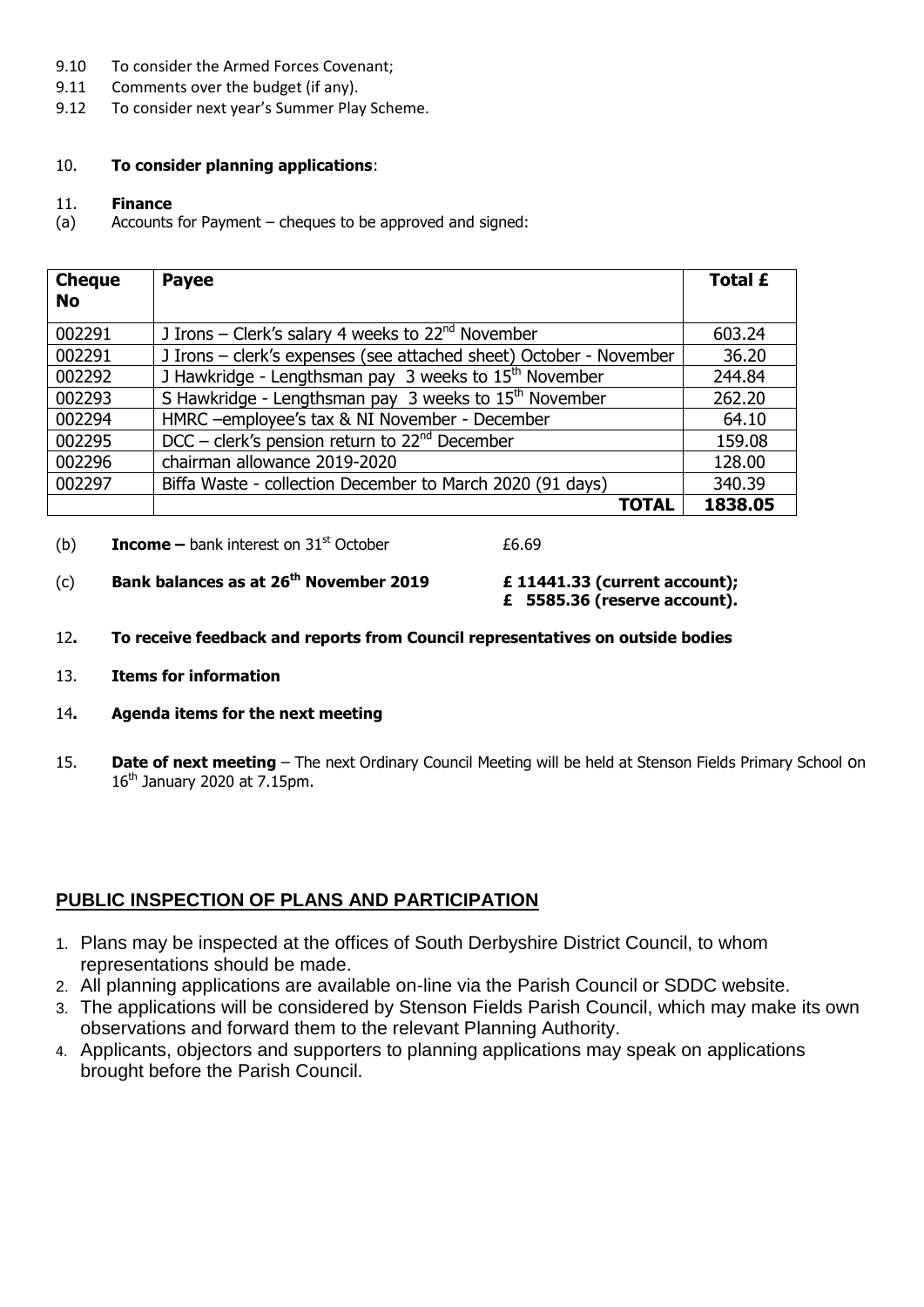9.10 To consider the Armed Forces Covenant;
9.11 Comments over the budget (if any).
9.12 To consider next year's Summer Play Scheme.

10. **To consider planning applications**:

11. **Finance**
(a) Accounts for Payment – cheques to be approved and signed:

| Cheque No | Payee | Total £ |
|---|---|---|
| 002291 | J Irons – Clerk's salary 4 weeks to 22nd November | 603.24 |
| 002291 | J Irons – clerk's expenses (see attached sheet) October - November | 36.20 |
| 002292 | J Hawkridge - Lengthsman pay 3 weeks to 15th November | 244.84 |
| 002293 | S Hawkridge - Lengthsman pay 3 weeks to 15th November | 262.20 |
| 002294 | HMRC –employee's tax & NI November - December | 64.10 |
| 002295 | DCC – clerk's pension return to 22nd December | 159.08 |
| 002296 | chairman allowance 2019-2020 | 128.00 |
| 002297 | Biffa Waste - collection December to March 2020 (91 days) | 340.39 |
| | **TOTAL** | **1838.05** |

(b) **Income –** bank interest on 31st October £6.69

(c) **Bank balances as at 26th November 2019** **£ 11441.33 (current account);**
**£ 5585.36 (reserve account).**

12**. To receive feedback and reports from Council representatives on outside bodies**

13. **Items for information**

14**. Agenda items for the next meeting**

15. **Date of next meeting** – The next Ordinary Council Meeting will be held at Stenson Fields Primary School on 16th January 2020 at 7.15pm.

## PUBLIC INSPECTION OF PLANS AND PARTICIPATION

1. Plans may be inspected at the offices of South Derbyshire District Council, to whom representations should be made.
2. All planning applications are available on-line via the Parish Council or SDDC website.
3. The applications will be considered by Stenson Fields Parish Council, which may make its own observations and forward them to the relevant Planning Authority.
4. Applicants, objectors and supporters to planning applications may speak on applications brought before the Parish Council.